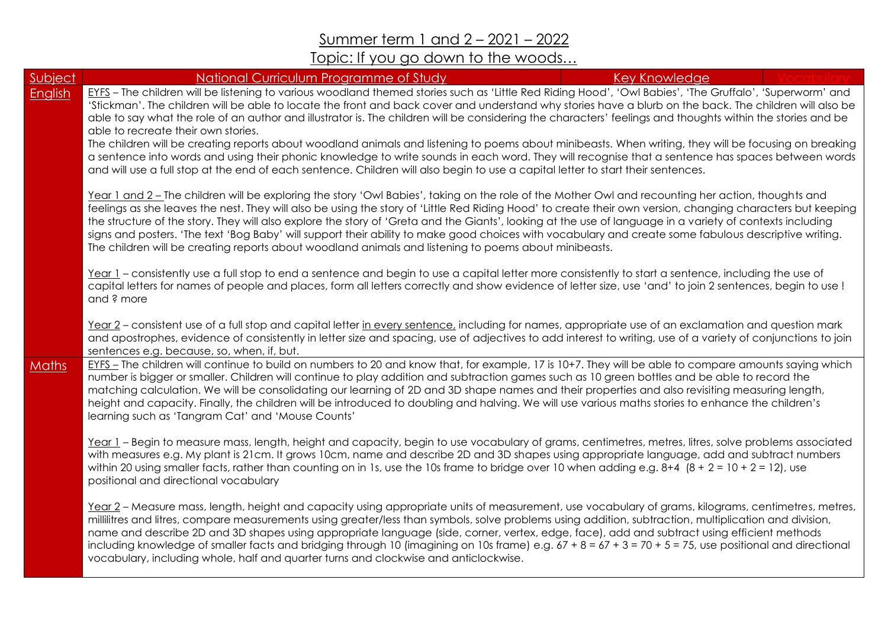# Summer term 1 and 2 – 2021 – 2022

## Topic: If you go down to the woods…

| Subject | National Curriculum Programme of Study | Key Knowledge | Vocabulary |
| --- | --- | --- | --- |
| English | EYFS – The children will be listening to various woodland themed stories such as 'Little Red Riding Hood', 'Owl Babies', 'The Gruffalo', 'Superworm' and 'Stickman'. The children will be able to locate the front and back cover and understand why stories have a blurb on the back. The children will also be able to say what the role of an author and illustrator is. The children will be considering the characters' feelings and thoughts within the stories and be able to recreate their own stories.<br>The children will be creating reports about woodland animals and listening to poems about minibeasts. When writing, they will be focusing on breaking a sentence into words and using their phonic knowledge to write sounds in each word. They will recognise that a sentence has spaces between words and will use a full stop at the end of each sentence. Children will also begin to use a capital letter to start their sentences.<br><br>Year 1 and 2 – The children will be exploring the story 'Owl Babies', taking on the role of the Mother Owl and recounting her action, thoughts and feelings as she leaves the nest. They will also be using the story of 'Little Red Riding Hood' to create their own version, changing characters but keeping the structure of the story. They will also explore the story of 'Greta and the Giants', looking at the use of language in a variety of contexts including signs and posters. 'The text 'Bog Baby' will support their ability to make good choices with vocabulary and create some fabulous descriptive writing. The children will be creating reports about woodland animals and listening to poems about minibeasts.<br><br>Year 1 – consistently use a full stop to end a sentence and begin to use a capital letter more consistently to start a sentence, including the use of capital letters for names of people and places, form all letters correctly and show evidence of letter size, use 'and' to join 2 sentences, begin to use ! and ? more<br><br>Year 2 – consistent use of a full stop and capital letter in every sentence, including for names, appropriate use of an exclamation and question mark and apostrophes, evidence of consistently in letter size and spacing, use of adjectives to add interest to writing, use of a variety of conjunctions to join sentences e.g. because, so, when, if, but. | | |
| Maths | EYFS – The children will continue to build on numbers to 20 and know that, for example, 17 is 10+7. They will be able to compare amounts saying which number is bigger or smaller. Children will continue to play addition and subtraction games such as 10 green bottles and be able to record the matching calculation. We will be consolidating our learning of 2D and 3D shape names and their properties and also revisiting measuring length, height and capacity. Finally, the children will be introduced to doubling and halving. We will use various maths stories to enhance the children's learning such as 'Tangram Cat' and 'Mouse Counts'<br><br>Year 1 – Begin to measure mass, length, height and capacity, begin to use vocabulary of grams, centimetres, metres, litres, solve problems associated with measures e.g. My plant is 21cm. It grows 10cm, name and describe 2D and 3D shapes using appropriate language, add and subtract numbers within 20 using smaller facts, rather than counting on in 1s, use the 10s frame to bridge over 10 when adding e.g. 8+4 (8 + 2 = 10 + 2 = 12), use positional and directional vocabulary<br><br>Year 2 – Measure mass, length, height and capacity using appropriate units of measurement, use vocabulary of grams, kilograms, centimetres, metres, millilitres and litres, compare measurements using greater/less than symbols, solve problems using addition, subtraction, multiplication and division, name and describe 2D and 3D shapes using appropriate language (side, corner, vertex, edge, face), add and subtract using efficient methods including knowledge of smaller facts and bridging through 10 (imagining on 10s frame) e.g. 67 + 8 = 67 + 3 = 70 + 5 = 75, use positional and directional vocabulary, including whole, half and quarter turns and clockwise and anticlockwise. | | |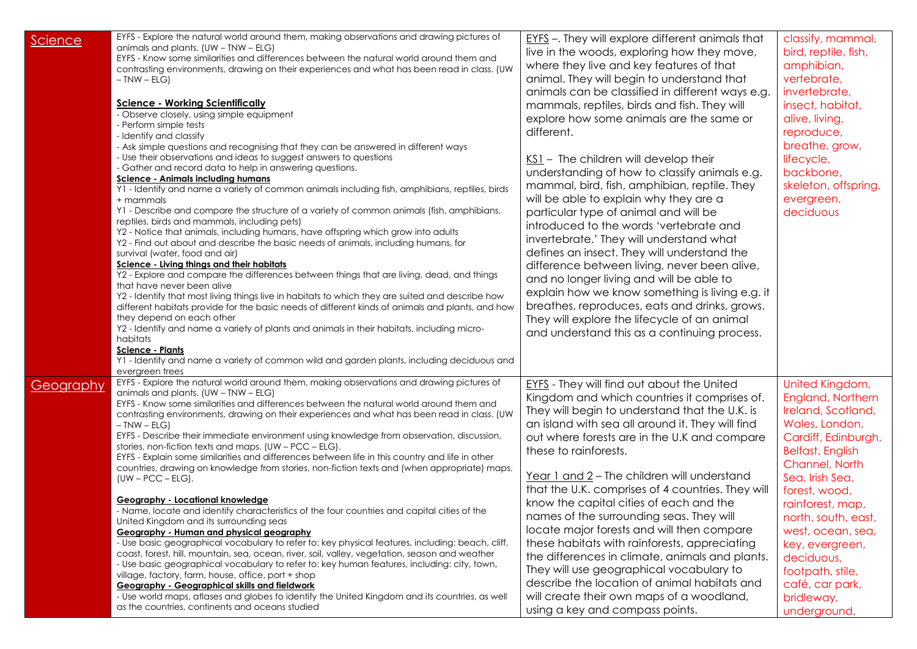| Science | EYFS - Explore the natural world around them, making observations and drawing pictures of animals and plants. (UW – TNW – ELG)<br>EYFS - Know some similarities and differences between the natural world around them and contrasting environments, drawing on their experiences and what has been read in class. (UW – TNW – ELG)<br><br>**Science - Working Scientifically**<br>- Observe closely, using simple equipment<br>- Perform simple tests<br>- Identify and classify<br>- Ask simple questions and recognising that they can be answered in different ways<br>- Use their observations and ideas to suggest answers to questions<br>- Gather and record data to help in answering questions.<br>**Science - Animals including humans**<br>Y1 - Identify and name a variety of common animals including fish, amphibians, reptiles, birds + mammals<br>Y1 - Describe and compare the structure of a variety of common animals (fish, amphibians, reptiles, birds and mammals, including pets)<br>Y2 - Notice that animals, including humans, have offspring which grow into adults<br>Y2 - Find out about and describe the basic needs of animals, including humans, for survival (water, food and air)<br>**Science - Living things and their habitats**<br>Y2 - Explore and compare the differences between things that are living, dead, and things that have never been alive<br>Y2 - Identify that most living things live in habitats to which they are suited and describe how different habitats provide for the basic needs of different kinds of animals and plants, and how they depend on each other<br>Y2 - Identify and name a variety of plants and animals in their habitats, including micro-habitats<br>**Science - Plants**<br>Y1 - Identify and name a variety of common wild and garden plants, including deciduous and evergreen trees | EYFS –. They will explore different animals that live in the woods, exploring how they move, where they live and key features of that animal. They will begin to understand that animals can be classified in different ways e.g. mammals, reptiles, birds and fish. They will explore how some animals are the same or different.<br><br>KS1 – The children will develop their understanding of how to classify animals e.g. mammal, bird, fish, amphibian, reptile. They will be able to explain why they are a particular type of animal and will be introduced to the words 'vertebrate and invertebrate.' They will understand what defines an insect. They will understand the difference between living, never been alive, and no longer living and will be able to explain how we know something is living e.g. it breathes, reproduces, eats and drinks, grows. They will explore the lifecycle of an animal and understand this as a continuing process. | classify, mammal, bird, reptile, fish, amphibian, vertebrate, invertebrate, insect, habitat, alive, living, reproduce, breathe, grow, lifecycle, backbone, skeleton, offspring, evergreen, deciduous |
|---|---|---|---|
| Geography | EYFS - Explore the natural world around them, making observations and drawing pictures of animals and plants. (UW – TNW – ELG)<br>EYFS - Know some similarities and differences between the natural world around them and contrasting environments, drawing on their experiences and what has been read in class. (UW – TNW – ELG)<br>EYFS - Describe their immediate environment using knowledge from observation, discussion, stories, non-fiction texts and maps. (UW – PCC – ELG).<br>EYFS - Explain some similarities and differences between life in this country and life in other countries, drawing on knowledge from stories, non-fiction texts and (when appropriate) maps. (UW – PCC – ELG).<br><br>**Geography - Locational knowledge**<br>- Name, locate and identify characteristics of the four countries and capital cities of the United Kingdom and its surrounding seas<br>**Geography - Human and physical geography**<br>- Use basic geographical vocabulary to refer to: key physical features, including: beach, cliff, coast, forest, hill, mountain, sea, ocean, river, soil, valley, vegetation, season and weather<br>- Use basic geographical vocabulary to refer to: key human features, including: city, town, village, factory, farm, house, office, port + shop<br>**Geography - Geographical skills and fieldwork**<br>- Use world maps, atlases and globes to identify the United Kingdom and its countries, as well as the countries, continents and oceans studied | EYFS - They will find out about the United Kingdom and which countries it comprises of. They will begin to understand that the U.K. is an island with sea all around it. They will find out where forests are in the U.K and compare these to rainforests.<br><br>Year 1 and 2 – The children will understand that the U.K. comprises of 4 countries. They will know the capital cities of each and the names of the surrounding seas. They will locate major forests and will then compare these habitats with rainforests, appreciating the differences in climate, animals and plants. They will use geographical vocabulary to describe the location of animal habitats and will create their own maps of a woodland, using a key and compass points. | United Kingdom, England, Northern Ireland, Scotland, Wales, London, Cardiff, Edinburgh, Belfast, English Channel, North Sea, Irish Sea, forest, wood, rainforest, map, north, south, east, west, ocean, sea, key, evergreen, deciduous, footpath, stile, café, car park, bridleway, underground, |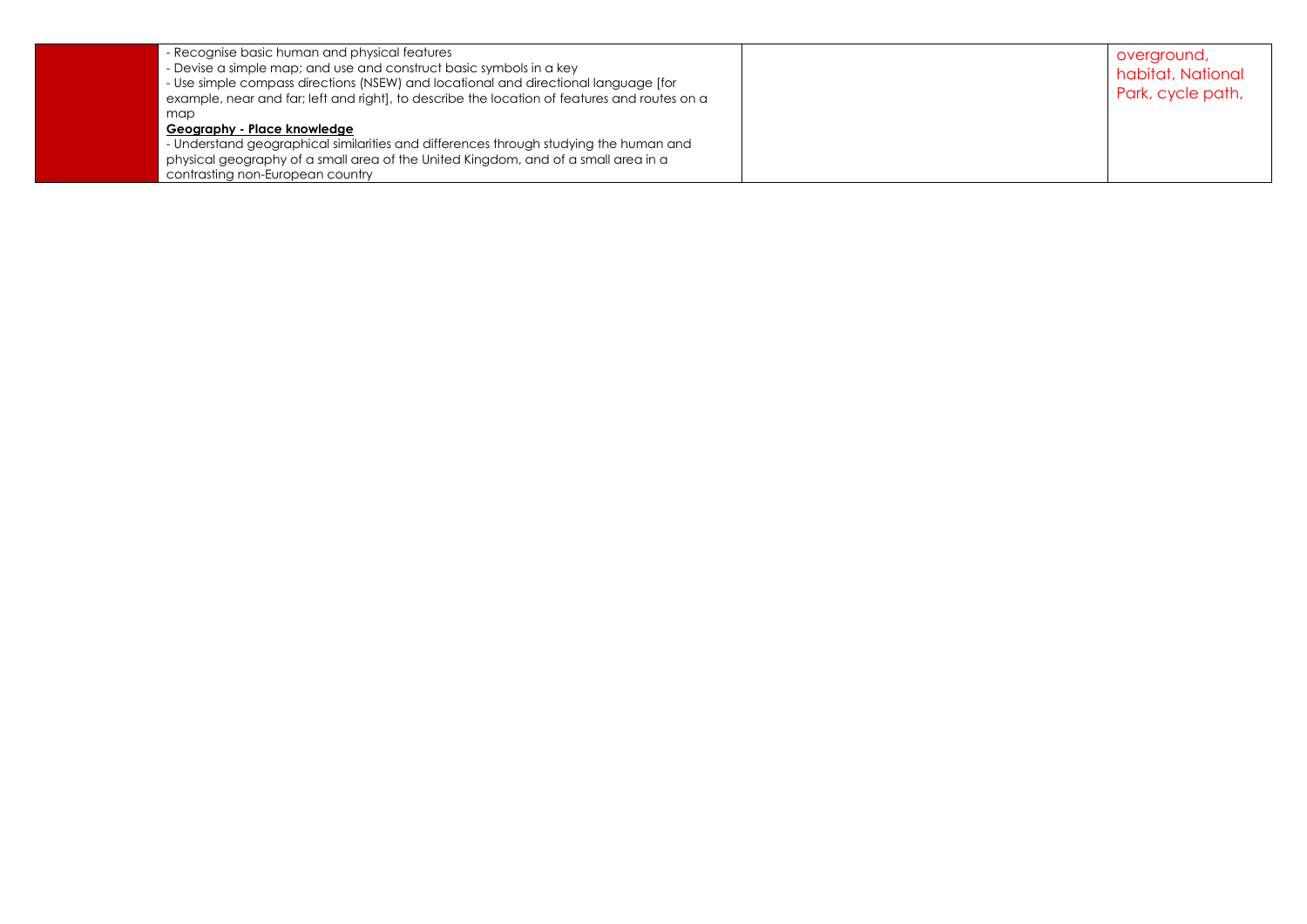|  | - Recognise basic human and physical features<br>- Devise a simple map; and use and construct basic symbols in a key<br>- Use simple compass directions (NSEW) and locational and directional language [for example, near and far; left and right], to describe the location of features and routes on a map<br>**Geography - Place knowledge**<br>- Understand geographical similarities and differences through studying the human and physical geography of a small area of the United Kingdom, and of a small area in a contrasting non-European country |  | overground, habitat, National Park, cycle path, |
| --- | --- | --- | --- |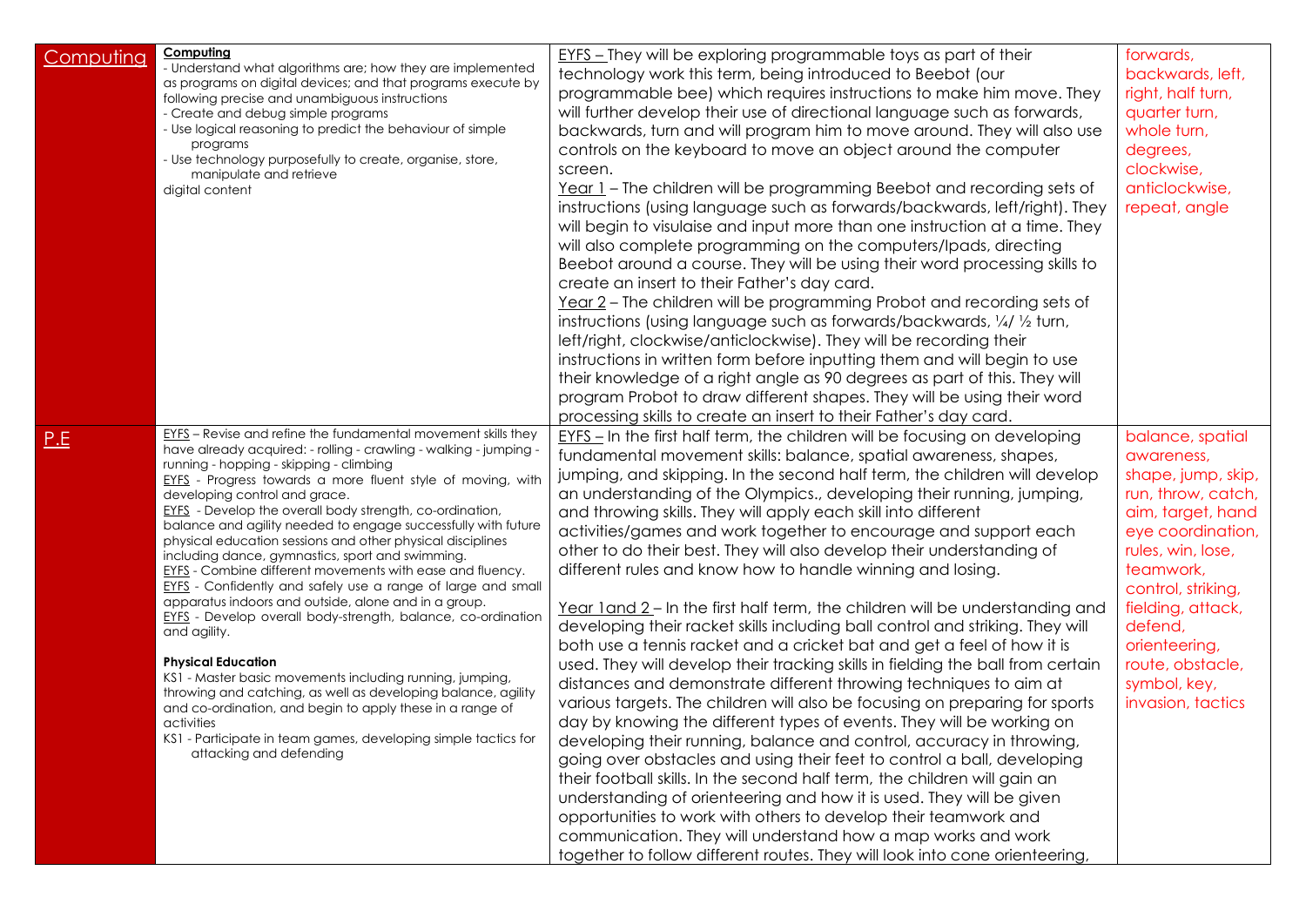| | | | |
|---|---|---|---|
| Computing | **Computing**<br>- Understand what algorithms are; how they are implemented as programs on digital devices; and that programs execute by following precise and unambiguous instructions<br>- Create and debug simple programs<br>- Use logical reasoning to predict the behaviour of simple programs<br>- Use technology purposefully to create, organise, store, manipulate and retrieve digital content | EYFS – They will be exploring programmable toys as part of their technology work this term, being introduced to Beebot (our programmable bee) which requires instructions to make him move. They will further develop their use of directional language such as forwards, backwards, turn and will program him to move around. They will also use controls on the keyboard to move an object around the computer screen.<br>Year 1 – The children will be programming Beebot and recording sets of instructions (using language such as forwards/backwards, left/right). They will begin to visualise and input more than one instruction at a time. They will also complete programming on the computers/Ipads, directing Beebot around a course. They will be using their word processing skills to create an insert to their Father's day card.<br>Year 2 – The children will be programming Probot and recording sets of instructions (using language such as forwards/backwards, ¼/ ½ turn, left/right, clockwise/anticlockwise). They will be recording their instructions in written form before inputting them and will begin to use their knowledge of a right angle as 90 degrees as part of this. They will program Probot to draw different shapes. They will be using their word processing skills to create an insert to their Father's day card. | forwards, backwards, left, right, half turn, quarter turn, whole turn, degrees, clockwise, anticlockwise, repeat, angle |
| P.E | EYFS – Revise and refine the fundamental movement skills they have already acquired: - rolling - crawling - walking - jumping - running - hopping - skipping - climbing<br>EYFS - Progress towards a more fluent style of moving, with developing control and grace.<br>EYFS - Develop the overall body strength, co-ordination, balance and agility needed to engage successfully with future physical education sessions and other physical disciplines including dance, gymnastics, sport and swimming.<br>EYFS - Combine different movements with ease and fluency.<br>EYFS - Confidently and safely use a range of large and small apparatus indoors and outside, alone and in a group.<br>EYFS - Develop overall body-strength, balance, co-ordination and agility.<br><br>**Physical Education**<br>KS1 - Master basic movements including running, jumping, throwing and catching, as well as developing balance, agility and co-ordination, and begin to apply these in a range of activities<br>KS1 - Participate in team games, developing simple tactics for attacking and defending | EYFS – In the first half term, the children will be focusing on developing fundamental movement skills: balance, spatial awareness, shapes, jumping, and skipping. In the second half term, the children will develop an understanding of the Olympics., developing their running, jumping, and throwing skills. They will apply each skill into different activities/games and work together to encourage and support each other to do their best. They will also develop their understanding of different rules and know how to handle winning and losing.<br><br>Year 1and 2 – In the first half term, the children will be understanding and developing their racket skills including ball control and striking. They will both use a tennis racket and a cricket bat and get a feel of how it is used. They will develop their tracking skills in fielding the ball from certain distances and demonstrate different throwing techniques to aim at various targets. The children will also be focusing on preparing for sports day by knowing the different types of events. They will be working on developing their running, balance and control, accuracy in throwing, going over obstacles and using their feet to control a ball, developing their football skills. In the second half term, the children will gain an understanding of orienteering and how it is used. They will be given opportunities to work with others to develop their teamwork and communication. They will understand how a map works and work together to follow different routes. They will look into cone orienteering, | balance, spatial awareness, shape, jump, skip, run, throw, catch, aim, target, hand eye coordination, rules, win, lose, teamwork, control, striking, fielding, attack, defend, orienteering, route, obstacle, symbol, key, invasion, tactics |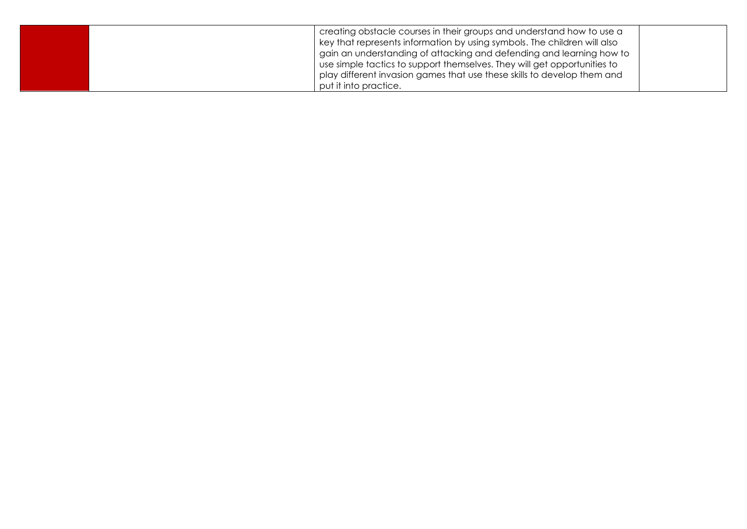|  |  | creating obstacle courses in their groups and understand how to use a key that represents information by using symbols. The children will also gain an understanding of attacking and defending and learning how to use simple tactics to support themselves. They will get opportunities to play different invasion games that use these skills to develop them and put it into practice. |  |
| --- | --- | --- | --- |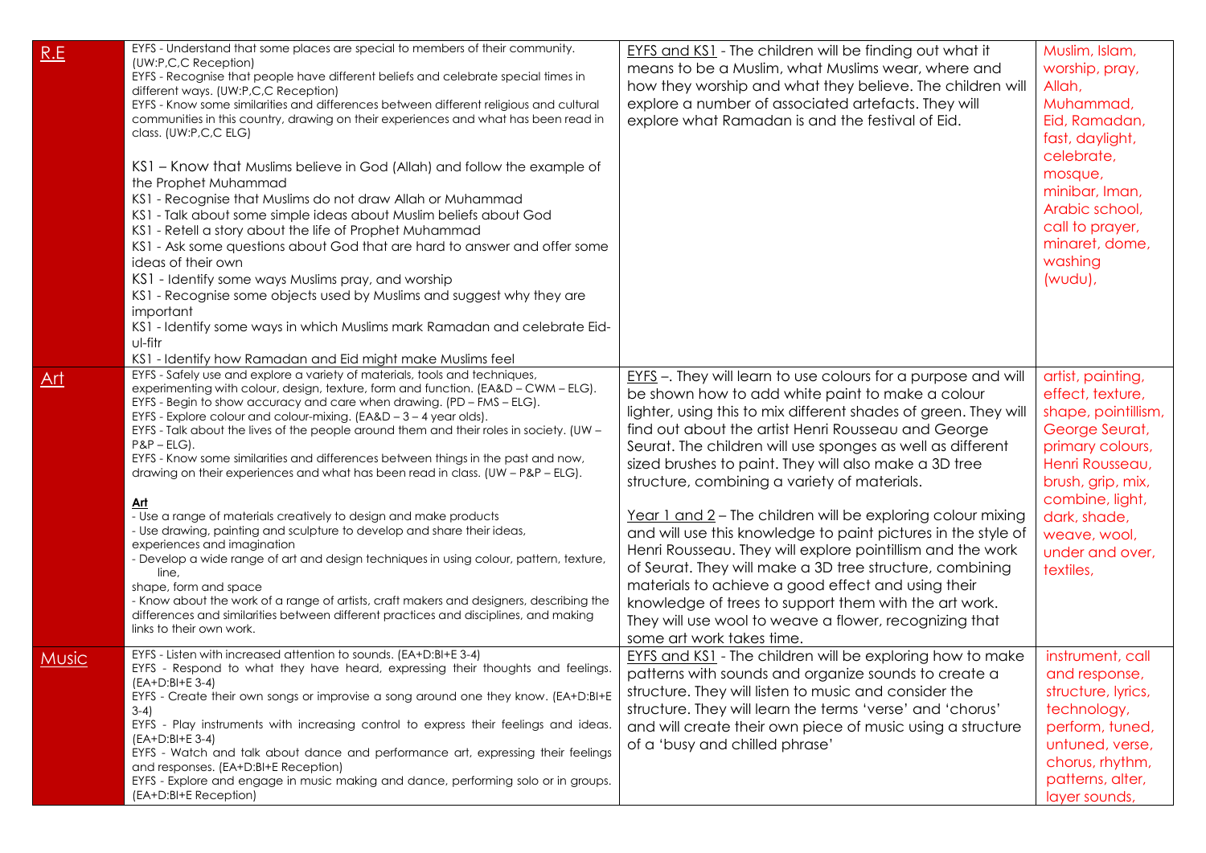| R.E | EYFS - Understand that some places are special to members of their community. (UW:P,C,C Reception)<br>EYFS - Recognise that people have different beliefs and celebrate special times in different ways. (UW:P,C,C Reception)<br>EYFS - Know some similarities and differences between different religious and cultural communities in this country, drawing on their experiences and what has been read in class. (UW:P,C,C ELG)<br><br>KS1 – Know that Muslims believe in God (Allah) and follow the example of the Prophet Muhammad<br>KS1 - Recognise that Muslims do not draw Allah or Muhammad<br>KS1 - Talk about some simple ideas about Muslim beliefs about God<br>KS1 - Retell a story about the life of Prophet Muhammad<br>KS1 - Ask some questions about God that are hard to answer and offer some ideas of their own<br>KS1 - Identify some ways Muslims pray, and worship<br>KS1 - Recognise some objects used by Muslims and suggest why they are important<br>KS1 - Identify some ways in which Muslims mark Ramadan and celebrate Eid-ul-fitr<br>KS1 - Identify how Ramadan and Eid might make Muslims feel | EYFS and KS1 - The children will be finding out what it means to be a Muslim, what Muslims wear, where and how they worship and what they believe. The children will explore a number of associated artefacts. They will explore what Ramadan is and the festival of Eid. | Muslim, Islam, worship, pray, Allah, Muhammad, Eid, Ramadan, fast, daylight, celebrate, mosque, minibar, Iman, Arabic school, call to prayer, minaret, dome, washing (wudu), |
|---|---|---|---|
| Art | EYFS - Safely use and explore a variety of materials, tools and techniques, experimenting with colour, design, texture, form and function. (EA&D – CWM – ELG).<br>EYFS - Begin to show accuracy and care when drawing. (PD – FMS – ELG).<br>EYFS - Explore colour and colour-mixing. (EA&D – 3 – 4 year olds).<br>EYFS - Talk about the lives of the people around them and their roles in society. (UW – P&P – ELG).<br>EYFS - Know some similarities and differences between things in the past and now, drawing on their experiences and what has been read in class. (UW – P&P – ELG).<br><br>**Art**<br>- Use a range of materials creatively to design and make products<br>- Use drawing, painting and sculpture to develop and share their ideas, experiences and imagination<br>- Develop a wide range of art and design techniques in using colour, pattern, texture, line, shape, form and space<br>- Know about the work of a range of artists, craft makers and designers, describing the differences and similarities between different practices and disciplines, and making links to their own work. | EYFS –. They will learn to use colours for a purpose and will be shown how to add white paint to make a colour lighter, using this to mix different shades of green. They will find out about the artist Henri Rousseau and George Seurat. The children will use sponges as well as different sized brushes to paint. They will also make a 3D tree structure, combining a variety of materials.<br><br>Year 1 and 2 – The children will be exploring colour mixing and will use this knowledge to paint pictures in the style of Henri Rousseau. They will explore pointillism and the work of Seurat. They will make a 3D tree structure, combining materials to achieve a good effect and using their knowledge of trees to support them with the art work. They will use wool to weave a flower, recognizing that some art work takes time. | artist, painting, effect, texture, shape, pointillism, George Seurat, primary colours, Henri Rousseau, brush, grip, mix, combine, light, dark, shade, weave, wool, under and over, textiles, |
| Music | EYFS - Listen with increased attention to sounds. (EA+D:BI+E 3-4)<br>EYFS - Respond to what they have heard, expressing their thoughts and feelings. (EA+D:BI+E 3-4)<br>EYFS - Create their own songs or improvise a song around one they know. (EA+D:BI+E 3-4)<br>EYFS - Play instruments with increasing control to express their feelings and ideas. (EA+D:BI+E 3-4)<br>EYFS - Watch and talk about dance and performance art, expressing their feelings and responses. (EA+D:BI+E Reception)<br>EYFS - Explore and engage in music making and dance, performing solo or in groups. (EA+D:BI+E Reception) | EYFS and KS1 - The children will be exploring how to make patterns with sounds and organize sounds to create a structure. They will listen to music and consider the structure. They will learn the terms 'verse' and 'chorus' and will create their own piece of music using a structure of a 'busy and chilled phrase' | instrument, call and response, structure, lyrics, technology, perform, tuned, untuned, verse, chorus, rhythm, patterns, alter, layer sounds, |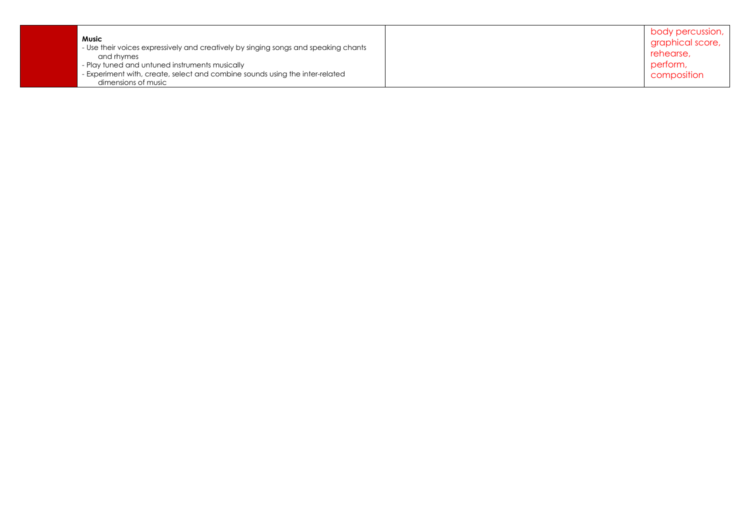|  | **Music**<br>- Use their voices expressively and creatively by singing songs and speaking chants and rhymes<br>- Play tuned and untuned instruments musically<br>- Experiment with, create, select and combine sounds using the inter-related dimensions of music |  | body percussion, graphical score, rehearse, perform, composition |
|---|---|---|---|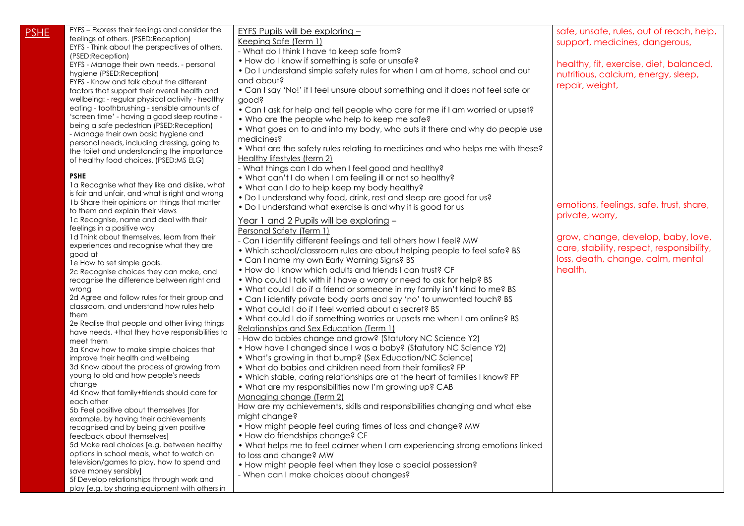| PSHE | EYFS – Express their feelings and consider the feelings of others. (PSED:Reception)<br>EYFS - Think about the perspectives of others. (PSED:Reception)<br>EYFS - Manage their own needs. - personal hygiene (PSED:Reception)<br>EYFS - Know and talk about the different factors that support their overall health and wellbeing: - regular physical activity - healthy eating - toothbrushing - sensible amounts of 'screen time' - having a good sleep routine - being a safe pedestrian (PSED:Reception)<br>- Manage their own basic hygiene and personal needs, including dressing, going to the toilet and understanding the importance of healthy food choices. (PSED:MS ELG)<br><br>**PSHE**<br>1a Recognise what they like and dislike, what is fair and unfair, and what is right and wrong<br>1b Share their opinions on things that matter to them and explain their views<br>1c Recognise, name and deal with their feelings in a positive way<br>1d Think about themselves, learn from their experiences and recognise what they are good at<br>1e How to set simple goals.<br>2c Recognise choices they can make, and recognise the difference between right and wrong<br>2d Agree and follow rules for their group and classroom, and understand how rules help them<br>2e Realise that people and other living things have needs, +that they have responsibilities to meet them<br>3a Know how to make simple choices that improve their health and wellbeing<br>3d Know about the process of growing from young to old and how people's needs change<br>4d Know that family+friends should care for each other<br>5b Feel positive about themselves [for example, by having their achievements recognised and by being given positive feedback about themselves]<br>5d Make real choices [e.g. between healthy options in school meals, what to watch on television/games to play, how to spend and save money sensibly]<br>5f Develop relationships through work and play [e.g. by sharing equipment with others in | EYFS Pupils will be exploring –<br>Keeping Safe (Term 1)<br>- What do I think I have to keep safe from?<br>• How do I know if something is safe or unsafe?<br>• Do I understand simple safety rules for when I am at home, school and out and about?<br>• Can I say 'No!' if I feel unsure about something and it does not feel safe or good?<br>• Can I ask for help and tell people who care for me if I am worried or upset?<br>• Who are the people who help to keep me safe?<br>• What goes on to and into my body, who puts it there and why do people use medicines?<br>• What are the safety rules relating to medicines and who helps me with these?<br>Healthy lifestyles (term 2)<br>- What things can I do when I feel good and healthy?<br>• What can't I do when I am feeling ill or not so healthy?<br>• What can I do to help keep my body healthy?<br>• Do I understand why food, drink, rest and sleep are good for us?<br>• Do I understand what exercise is and why it is good for us<br>Year 1 and 2 Pupils will be exploring –<br>Personal Safety (Term 1)<br>- Can I identify different feelings and tell others how I feel? MW<br>• Which school/classroom rules are about helping people to feel safe? BS<br>• Can I name my own Early Warning Signs? BS<br>• How do I know which adults and friends I can trust? CF<br>• Who could I talk with if I have a worry or need to ask for help? BS<br>• What could I do if a friend or someone in my family isn't kind to me? BS<br>• Can I identify private body parts and say 'no' to unwanted touch? BS<br>• What could I do if I feel worried about a secret? BS<br>• What could I do if something worries or upsets me when I am online? BS<br>Relationships and Sex Education (Term 1)<br>- How do babies change and grow? (Statutory NC Science Y2)<br>• How have I changed since I was a baby? (Statutory NC Science Y2)<br>• What's growing in that bump? (Sex Education/NC Science)<br>• What do babies and children need from their families? FP<br>• Which stable, caring relationships are at the heart of families I know? FP<br>• What are my responsibilities now I'm growing up? CAB<br>Managing change (Term 2)<br>How are my achievements, skills and responsibilities changing and what else might change?<br>• How might people feel during times of loss and change? MW<br>• How do friendships change? CF<br>• What helps me to feel calmer when I am experiencing strong emotions linked to loss and change? MW<br>• How might people feel when they lose a special possession?<br>- When can I make choices about changes? | safe, unsafe, rules, out of reach, help, support, medicines, dangerous,<br><br>healthy, fit, exercise, diet, balanced, nutritious, calcium, energy, sleep, repair, weight,<br><br>emotions, feelings, safe, trust, share, private, worry,<br><br>grow, change, develop, baby, love, care, stability, respect, responsibility, loss, death, change, calm, mental health, |
|---|---|---|---|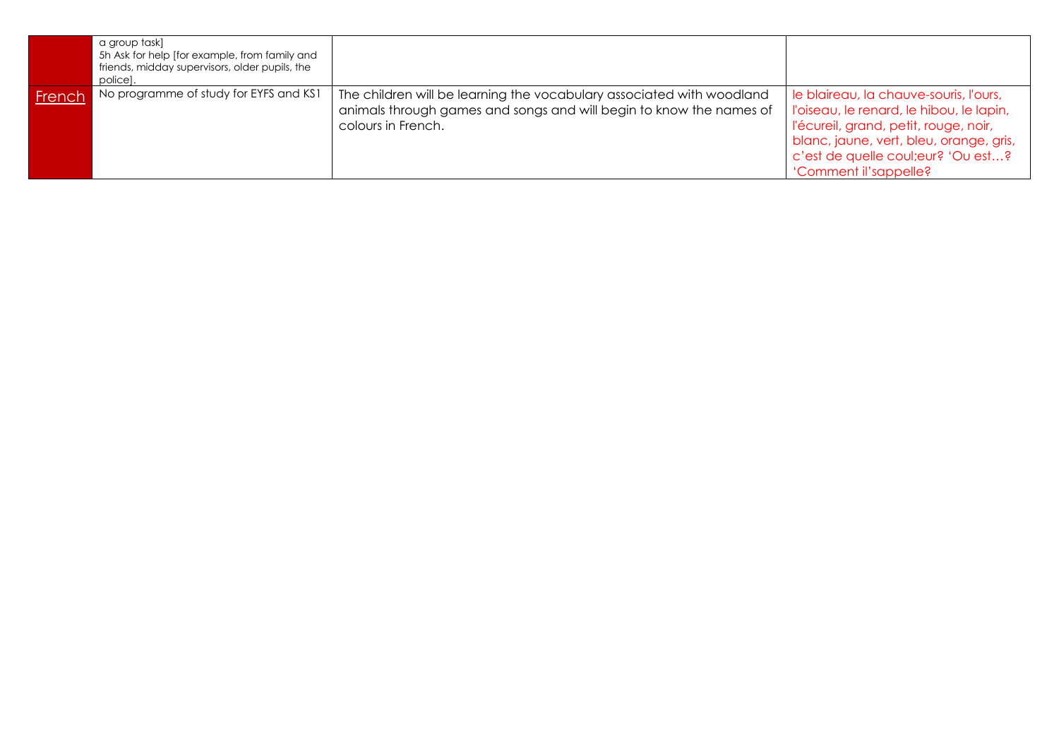| | | | |
|---|---|---|---|
| | a group task]<br>5h Ask for help [for example, from family and friends, midday supervisors, older pupils, the police]. | | |
| French | No programme of study for EYFS and KS1 | The children will be learning the vocabulary associated with woodland animals through games and songs and will begin to know the names of colours in French. | le blaireau, la chauve-souris, l'ours, l'oiseau, le renard, le hibou, le lapin, l'écureil, grand, petit, rouge, noir, blanc, jaune, vert, bleu, orange, gris, c'est de quelle coul;eur? 'Ou est…? 'Comment il'sappelle? |